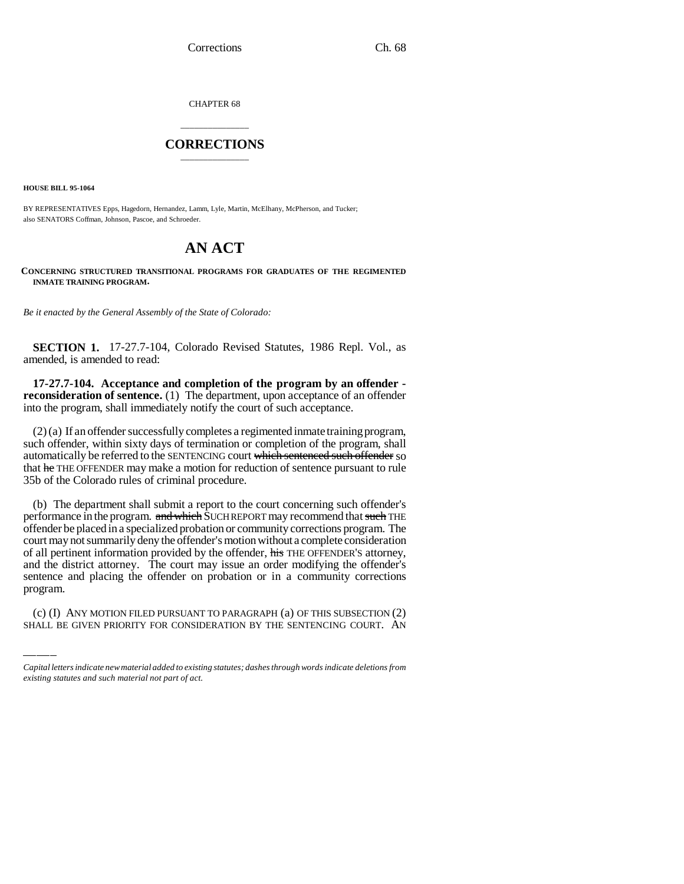CHAPTER 68

## CORRECTIONS

**HOUSE BILL 95-1064**

BY REPRESENTATIVES Epps, Hagedorn, Hernandez, Lamm, Lyle, Martin, McElhany, McPherson, and Tucker; also SENATORS Coffman, Johnson, Pascoe, and Schroeder.

# AN ACT

**CONCERNING STRUCTURED TRANSITIONAL PROGRAMS FOR GRADUATES OF THE REGIMENTED INMATE TRAINING PROGRAM.**

*Be it enacted by the General Assembly of the State of Colorado:*

**SECTION 1.** 17-27.7-104, Colorado Revised Statutes, 1986 Repl. Vol., as amended, is amended to read:

**17-27.7-104. Acceptance and completion of the program by an offender - reconsideration of sentence.** (1) The department, upon acceptance of an offender into the program, shall immediately notify the court of such acceptance.

(2) (a) If an offender successfully completes a regimented inmate training program, such offender, within sixty days of termination or completion of the program, shall automatically be referred to the SENTENCING court ~~which sentenced such offender~~ so that ~~he~~ THE OFFENDER may make a motion for reduction of sentence pursuant to rule 35b of the Colorado rules of criminal procedure.

(b) The department shall submit a report to the court concerning such offender's performance in the program. ~~and which~~ SUCH REPORT may recommend that ~~such~~ THE offender be placed in a specialized probation or community corrections program. The court may not summarily deny the offender's motion without a complete consideration of all pertinent information provided by the offender, ~~his~~ THE OFFENDER'S attorney, and the district attorney. The court may issue an order modifying the offender's sentence and placing the offender on probation or in a community corrections program.

(c) (I) ANY MOTION FILED PURSUANT TO PARAGRAPH (a) OF THIS SUBSECTION (2) SHALL BE GIVEN PRIORITY FOR CONSIDERATION BY THE SENTENCING COURT. AN

*Capital letters indicate new material added to existing statutes; dashes through words indicate deletions from existing statutes and such material not part of act.*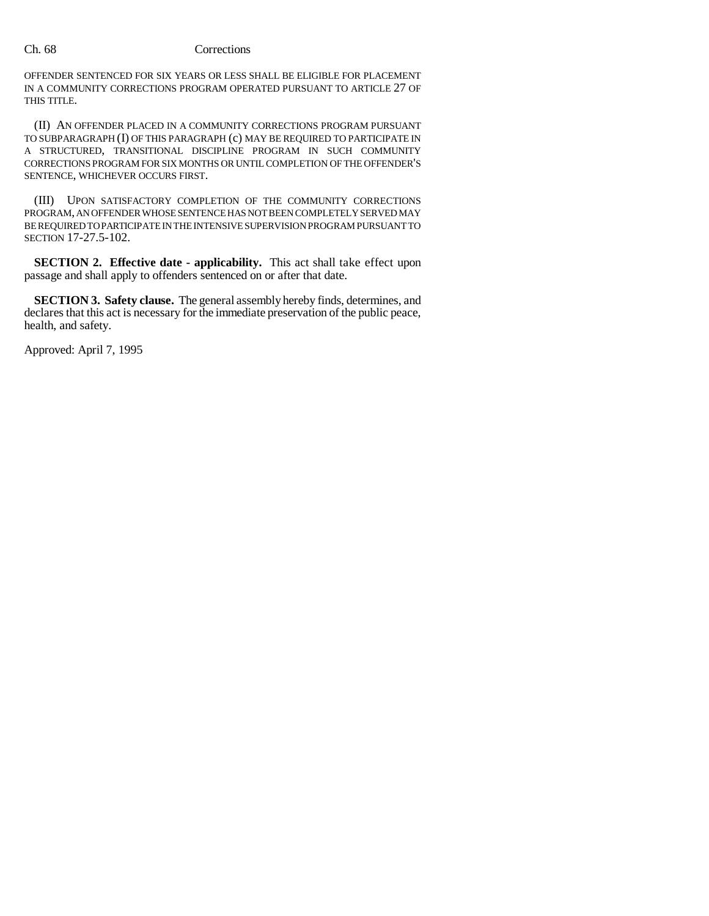OFFENDER SENTENCED FOR SIX YEARS OR LESS SHALL BE ELIGIBLE FOR PLACEMENT IN A COMMUNITY CORRECTIONS PROGRAM OPERATED PURSUANT TO ARTICLE 27 OF THIS TITLE.

(II) AN OFFENDER PLACED IN A COMMUNITY CORRECTIONS PROGRAM PURSUANT TO SUBPARAGRAPH (I) OF THIS PARAGRAPH (c) MAY BE REQUIRED TO PARTICIPATE IN A STRUCTURED, TRANSITIONAL DISCIPLINE PROGRAM IN SUCH COMMUNITY CORRECTIONS PROGRAM FOR SIX MONTHS OR UNTIL COMPLETION OF THE OFFENDER'S SENTENCE, WHICHEVER OCCURS FIRST.

(III) UPON SATISFACTORY COMPLETION OF THE COMMUNITY CORRECTIONS PROGRAM, AN OFFENDER WHOSE SENTENCE HAS NOT BEEN COMPLETELY SERVED MAY BE REQUIRED TO PARTICIPATE IN THE INTENSIVE SUPERVISION PROGRAM PURSUANT TO SECTION 17-27.5-102.

**SECTION 2. Effective date - applicability.** This act shall take effect upon passage and shall apply to offenders sentenced on or after that date.

**SECTION 3. Safety clause.** The general assembly hereby finds, determines, and declares that this act is necessary for the immediate preservation of the public peace, health, and safety.

Approved: April 7, 1995